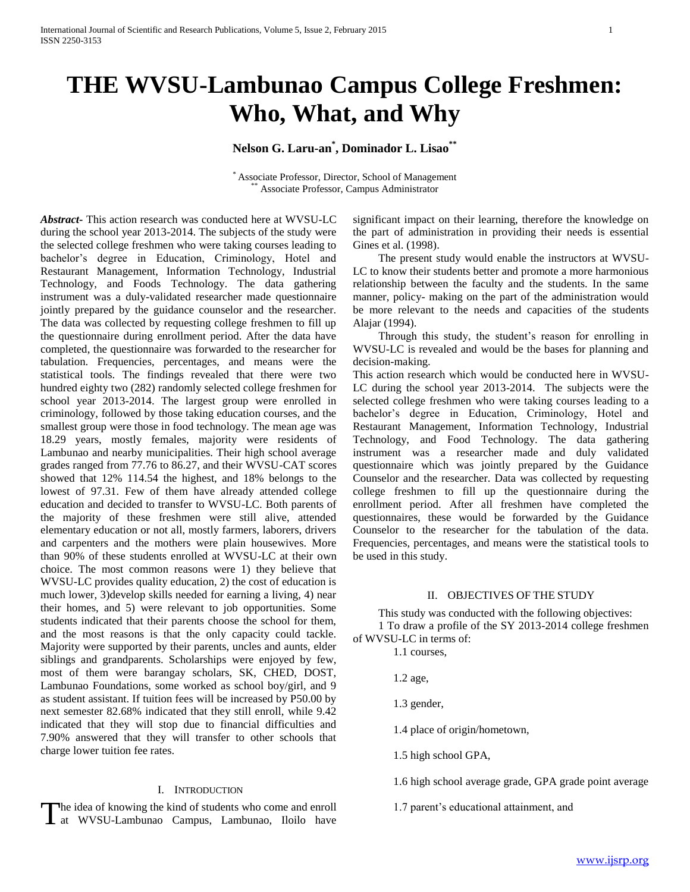# THE WVSU-Lambunao Campus College Freshmen: Who, What, and Why

**Nelson G. Laru-an[*], Dominador L. Lisao[**]**

[*] Associate Professor, Director, School of Management
[**] Associate Professor, Campus Administrator

***Abstract*-** This action research was conducted here at WVSU-LC during the school year 2013-2014. The subjects of the study were the selected college freshmen who were taking courses leading to bachelor's degree in Education, Criminology, Hotel and Restaurant Management, Information Technology, Industrial Technology, and Foods Technology. The data gathering instrument was a duly-validated researcher made questionnaire jointly prepared by the guidance counselor and the researcher. The data was collected by requesting college freshmen to fill up the questionnaire during enrollment period. After the data have completed, the questionnaire was forwarded to the researcher for tabulation. Frequencies, percentages, and means were the statistical tools. The findings revealed that there were two hundred eighty two (282) randomly selected college freshmen for school year 2013-2014. The largest group were enrolled in criminology, followed by those taking education courses, and the smallest group were those in food technology. The mean age was 18.29 years, mostly females, majority were residents of Lambunao and nearby municipalities. Their high school average grades ranged from 77.76 to 86.27, and their WVSU-CAT scores showed that 12% 114.54 the highest, and 18% belongs to the lowest of 97.31. Few of them have already attended college education and decided to transfer to WVSU-LC. Both parents of the majority of these freshmen were still alive, attended elementary education or not all, mostly farmers, laborers, drivers and carpenters and the mothers were plain housewives. More than 90% of these students enrolled at WVSU-LC at their own choice. The most common reasons were 1) they believe that WVSU-LC provides quality education, 2) the cost of education is much lower, 3)develop skills needed for earning a living, 4) near their homes, and 5) were relevant to job opportunities. Some students indicated that their parents choose the school for them, and the most reasons is that the only capacity could tackle. Majority were supported by their parents, uncles and aunts, elder siblings and grandparents. Scholarships were enjoyed by few, most of them were barangay scholars, SK, CHED, DOST, Lambunao Foundations, some worked as school boy/girl, and 9 as student assistant. If tuition fees will be increased by P50.00 by next semester 82.68% indicated that they still enroll, while 9.42 indicated that they will stop due to financial difficulties and 7.90% answered that they will transfer to other schools that charge lower tuition fee rates.

## I. Introduction

The idea of knowing the kind of students who come and enroll at WVSU-Lambunao Campus, Lambunao, Iloilo have significant impact on their learning, therefore the knowledge on the part of administration in providing their needs is essential Gines et al. (1998).

The present study would enable the instructors at WVSU-LC to know their students better and promote a more harmonious relationship between the faculty and the students. In the same manner, policy- making on the part of the administration would be more relevant to the needs and capacities of the students Alajar (1994).

Through this study, the student's reason for enrolling in WVSU-LC is revealed and would be the bases for planning and decision-making.

This action research which would be conducted here in WVSU-LC during the school year 2013-2014. The subjects were the selected college freshmen who were taking courses leading to a bachelor's degree in Education, Criminology, Hotel and Restaurant Management, Information Technology, Industrial Technology, and Food Technology. The data gathering instrument was a researcher made and duly validated questionnaire which was jointly prepared by the Guidance Counselor and the researcher. Data was collected by requesting college freshmen to fill up the questionnaire during the enrollment period. After all freshmen have completed the questionnaires, these would be forwarded by the Guidance Counselor to the researcher for the tabulation of the data. Frequencies, percentages, and means were the statistical tools to be used in this study.

## II. Objectives of the Study

This study was conducted with the following objectives:

1 To draw a profile of the SY 2013-2014 college freshmen of WVSU-LC in terms of:

1.1 courses,

1.2 age,

1.3 gender,

1.4 place of origin/hometown,

1.5 high school GPA,

1.6 high school average grade, GPA grade point average

1.7 parent's educational attainment, and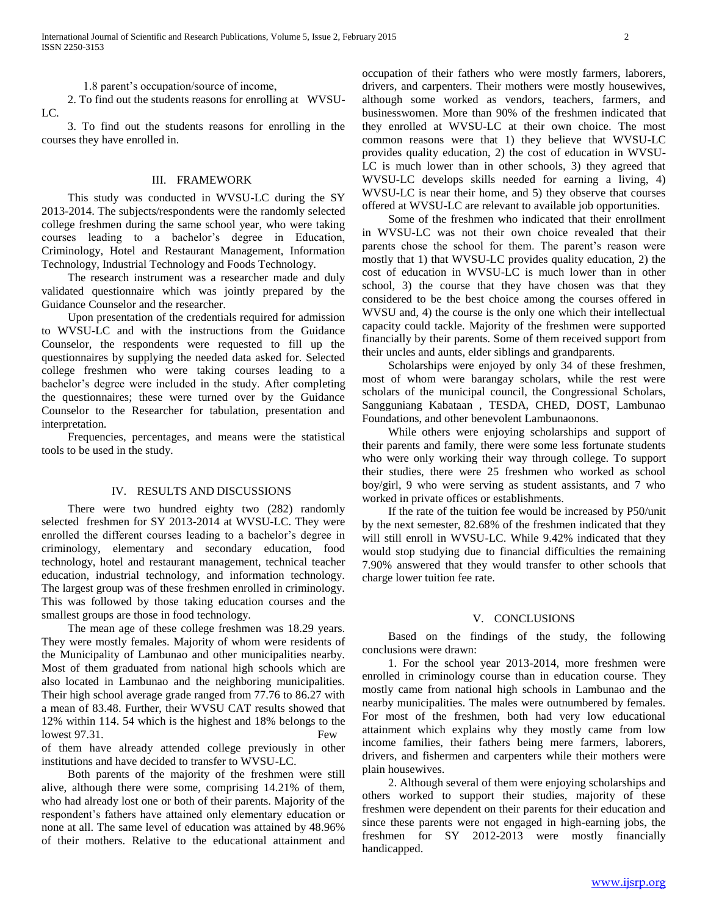1.8 parent's occupation/source of income,

2. To find out the students reasons for enrolling at WVSU-LC.

3. To find out the students reasons for enrolling in the courses they have enrolled in.

## III. FRAMEWORK

This study was conducted in WVSU-LC during the SY 2013-2014. The subjects/respondents were the randomly selected college freshmen during the same school year, who were taking courses leading to a bachelor's degree in Education, Criminology, Hotel and Restaurant Management, Information Technology, Industrial Technology and Foods Technology.

The research instrument was a researcher made and duly validated questionnaire which was jointly prepared by the Guidance Counselor and the researcher.

Upon presentation of the credentials required for admission to WVSU-LC and with the instructions from the Guidance Counselor, the respondents were requested to fill up the questionnaires by supplying the needed data asked for. Selected college freshmen who were taking courses leading to a bachelor's degree were included in the study. After completing the questionnaires; these were turned over by the Guidance Counselor to the Researcher for tabulation, presentation and interpretation.

Frequencies, percentages, and means were the statistical tools to be used in the study.

## IV. RESULTS AND DISCUSSIONS

There were two hundred eighty two (282) randomly selected freshmen for SY 2013-2014 at WVSU-LC. They were enrolled the different courses leading to a bachelor's degree in criminology, elementary and secondary education, food technology, hotel and restaurant management, technical teacher education, industrial technology, and information technology. The largest group was of these freshmen enrolled in criminology. This was followed by those taking education courses and the smallest groups are those in food technology.

The mean age of these college freshmen was 18.29 years. They were mostly females. Majority of whom were residents of the Municipality of Lambunao and other municipalities nearby. Most of them graduated from national high schools which are also located in Lambunao and the neighboring municipalities. Their high school average grade ranged from 77.76 to 86.27 with a mean of 83.48. Further, their WVSU CAT results showed that 12% within 114. 54 which is the highest and 18% belongs to the lowest 97.31. Few of them have already attended college previously in other institutions and have decided to transfer to WVSU-LC.

Both parents of the majority of the freshmen were still alive, although there were some, comprising 14.21% of them, who had already lost one or both of their parents. Majority of the respondent's fathers have attained only elementary education or none at all. The same level of education was attained by 48.96% of their mothers. Relative to the educational attainment and occupation of their fathers who were mostly farmers, laborers, drivers, and carpenters. Their mothers were mostly housewives, although some worked as vendors, teachers, farmers, and businesswomen. More than 90% of the freshmen indicated that they enrolled at WVSU-LC at their own choice. The most common reasons were that 1) they believe that WVSU-LC provides quality education, 2) the cost of education in WVSU-LC is much lower than in other schools, 3) they agreed that WVSU-LC develops skills needed for earning a living, 4) WVSU-LC is near their home, and 5) they observe that courses offered at WVSU-LC are relevant to available job opportunities.

Some of the freshmen who indicated that their enrollment in WVSU-LC was not their own choice revealed that their parents chose the school for them. The parent's reason were mostly that 1) that WVSU-LC provides quality education, 2) the cost of education in WVSU-LC is much lower than in other school, 3) the course that they have chosen was that they considered to be the best choice among the courses offered in WVSU and, 4) the course is the only one which their intellectual capacity could tackle. Majority of the freshmen were supported financially by their parents. Some of them received support from their uncles and aunts, elder siblings and grandparents.

Scholarships were enjoyed by only 34 of these freshmen, most of whom were barangay scholars, while the rest were scholars of the municipal council, the Congressional Scholars, Sangguniang Kabataan , TESDA, CHED, DOST, Lambunao Foundations, and other benevolent Lambunaonons.

While others were enjoying scholarships and support of their parents and family, there were some less fortunate students who were only working their way through college. To support their studies, there were 25 freshmen who worked as school boy/girl, 9 who were serving as student assistants, and 7 who worked in private offices or establishments.

If the rate of the tuition fee would be increased by P50/unit by the next semester, 82.68% of the freshmen indicated that they will still enroll in WVSU-LC. While 9.42% indicated that they would stop studying due to financial difficulties the remaining 7.90% answered that they would transfer to other schools that charge lower tuition fee rate.

## V. CONCLUSIONS

Based on the findings of the study, the following conclusions were drawn:

1. For the school year 2013-2014, more freshmen were enrolled in criminology course than in education course. They mostly came from national high schools in Lambunao and the nearby municipalities. The males were outnumbered by females. For most of the freshmen, both had very low educational attainment which explains why they mostly came from low income families, their fathers being mere farmers, laborers, drivers, and fishermen and carpenters while their mothers were plain housewives.

2. Although several of them were enjoying scholarships and others worked to support their studies, majority of these freshmen were dependent on their parents for their education and since these parents were not engaged in high-earning jobs, the freshmen for SY 2012-2013 were mostly financially handicapped.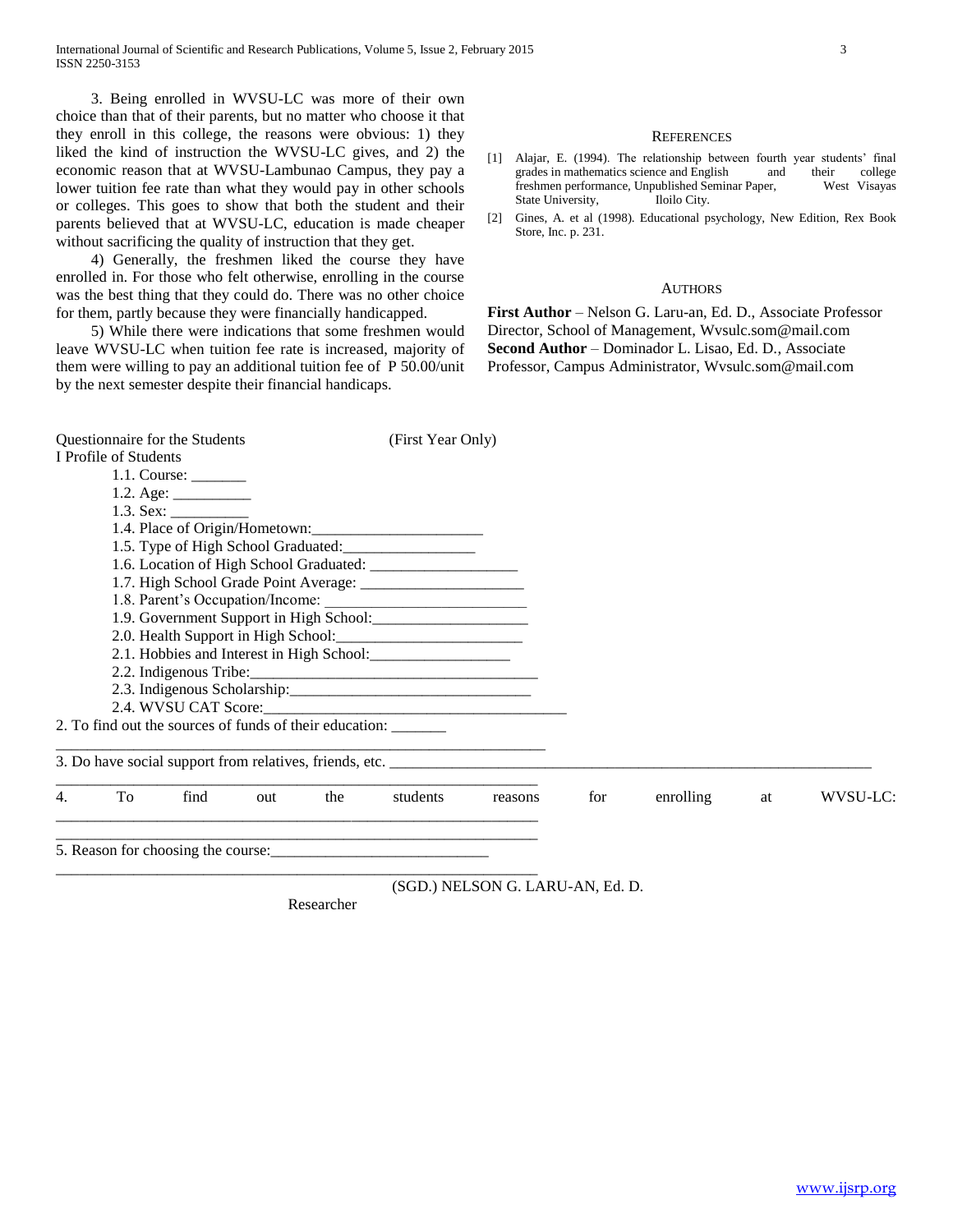3. Being enrolled in WVSU-LC was more of their own choice than that of their parents, but no matter who choose it that they enroll in this college, the reasons were obvious: 1) they liked the kind of instruction the WVSU-LC gives, and 2) the economic reason that at WVSU-Lambunao Campus, they pay a lower tuition fee rate than what they would pay in other schools or colleges. This goes to show that both the student and their parents believed that at WVSU-LC, education is made cheaper without sacrificing the quality of instruction that they get.

4) Generally, the freshmen liked the course they have enrolled in. For those who felt otherwise, enrolling in the course was the best thing that they could do. There was no other choice for them, partly because they were financially handicapped.

5) While there were indications that some freshmen would leave WVSU-LC when tuition fee rate is increased, majority of them were willing to pay an additional tuition fee of P 50.00/unit by the next semester despite their financial handicaps.

## References

[1] Alajar, E. (1994). The relationship between fourth year students' final grades in mathematics science and English and their college freshmen performance, Unpublished Seminar Paper, West Visayas State University, Iloilo City.

[2] Gines, A. et al (1998). Educational psychology, New Edition, Rex Book Store, Inc. p. 231.

## Authors

**First Author** – Nelson G. Laru-an, Ed. D., Associate Professor Director, School of Management, Wvsulc.som@mail.com

**Second Author** – Dominador L. Lisao, Ed. D., Associate Professor, Campus Administrator, Wvsulc.som@mail.com

Questionnaire for the Students (First Year Only)

I Profile of Students

1.1. Course: _______

1.2. Age: __________

1.3. Sex: __________

1.4. Place of Origin/Hometown:______________________

1.5. Type of High School Graduated:_________________

1.6. Location of High School Graduated: ___________________

1.7. High School Grade Point Average: ____________________

1.8. Parent's Occupation/Income: __________________________

1.9. Government Support in High School:___________________

2.0. Health Support in High School:_______________________

2.1. Hobbies and Interest in High School:_________________

2.2. Indigenous Tribe:___________________________________

2.3. Indigenous Scholarship:______________________________

2.4. WVSU CAT Score:_____________________________________

2. To find out the sources of funds of their education: _______
_____________________________________________________________

3. Do have social support from relatives, friends, etc. _____________________________________________________________
_____________________________________________________________

4. To find out the students reasons for enrolling at WVSU-LC: _____________________________________________________________
_____________________________________________________________

5. Reason for choosing the course:____________________________
_____________________________________________________________

(SGD.) NELSON G. LARU-AN, Ed. D.

Researcher